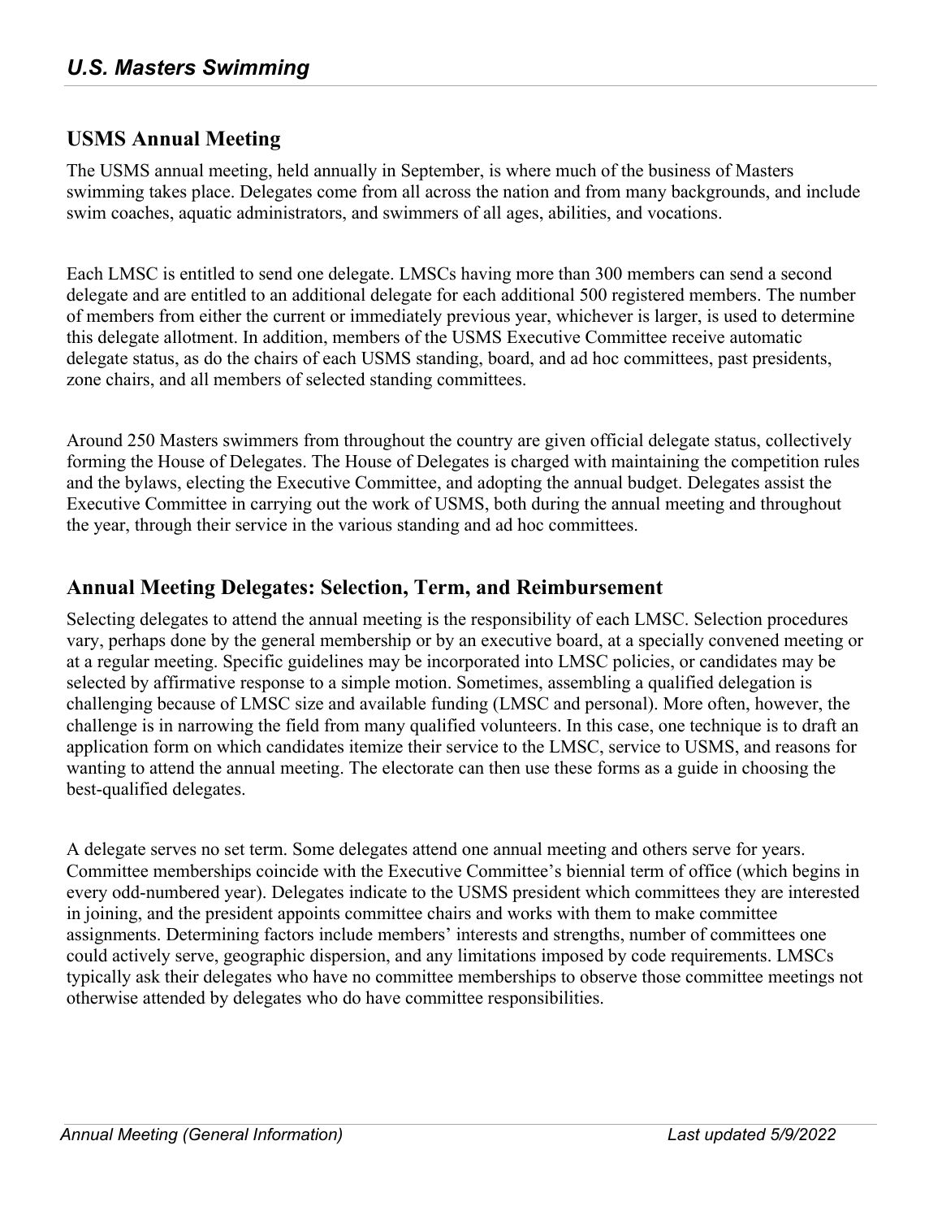## USMS Annual Meeting

The USMS annual meeting, held annually in September, is where much of the business of Masters swimming takes place. Delegates come from all across the nation and from many backgrounds, and include swim coaches, aquatic administrators, and swimmers of all ages, abilities, and vocations.

Each LMSC is entitled to send one delegate. LMSCs having more than 300 members can send a second delegate and are entitled to an additional delegate for each additional 500 registered members. The number of members from either the current or immediately previous year, whichever is larger, is used to determine this delegate allotment. In addition, members of the USMS Executive Committee receive automatic delegate status, as do the chairs of each USMS standing, board, and ad hoc committees, past presidents, zone chairs, and all members of selected standing committees.

Around 250 Masters swimmers from throughout the country are given official delegate status, collectively forming the House of Delegates. The House of Delegates is charged with maintaining the competition rules and the bylaws, electing the Executive Committee, and adopting the annual budget. Delegates assist the Executive Committee in carrying out the work of USMS, both during the annual meeting and throughout the year, through their service in the various standing and ad hoc committees.

## Annual Meeting Delegates: Selection, Term, and Reimbursement

Selecting delegates to attend the annual meeting is the responsibility of each LMSC. Selection procedures vary, perhaps done by the general membership or by an executive board, at a specially convened meeting or at a regular meeting. Specific guidelines may be incorporated into LMSC policies, or candidates may be selected by affirmative response to a simple motion. Sometimes, assembling a qualified delegation is challenging because of LMSC size and available funding (LMSC and personal). More often, however, the challenge is in narrowing the field from many qualified volunteers. In this case, one technique is to draft an application form on which candidates itemize their service to the LMSC, service to USMS, and reasons for wanting to attend the annual meeting. The electorate can then use these forms as a guide in choosing the best-qualified delegates.

A delegate serves no set term. Some delegates attend one annual meeting and others serve for years. Committee memberships coincide with the Executive Committee's biennial term of office (which begins in every odd-numbered year). Delegates indicate to the USMS president which committees they are interested in joining, and the president appoints committee chairs and works with them to make committee assignments. Determining factors include members' interests and strengths, number of committees one could actively serve, geographic dispersion, and any limitations imposed by code requirements. LMSCs typically ask their delegates who have no committee memberships to observe those committee meetings not otherwise attended by delegates who do have committee responsibilities.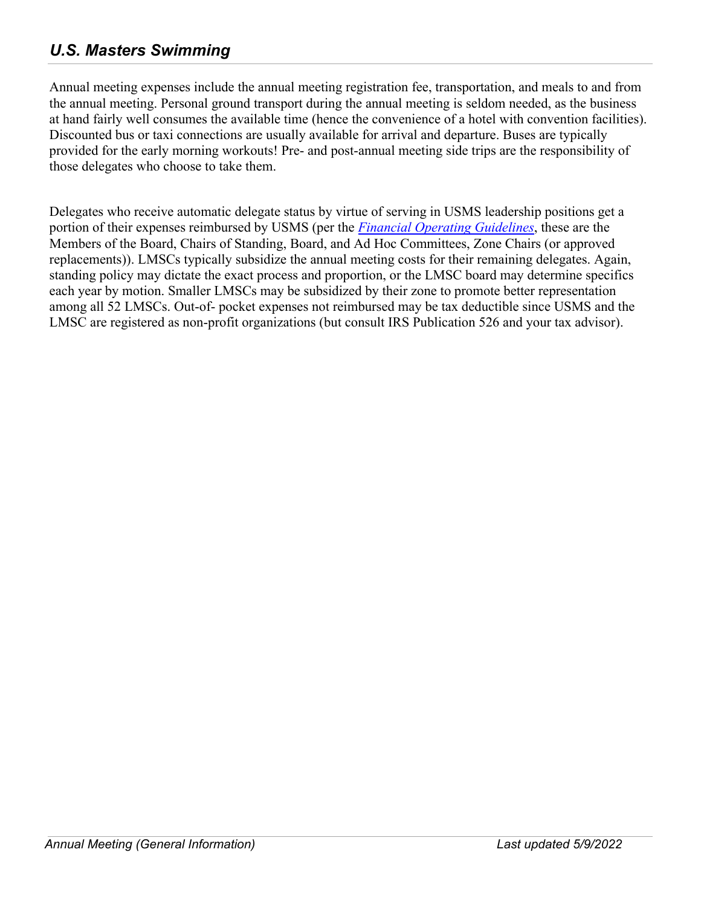Annual meeting expenses include the annual meeting registration fee, transportation, and meals to and from the annual meeting. Personal ground transport during the annual meeting is seldom needed, as the business at hand fairly well consumes the available time (hence the convenience of a hotel with convention facilities). Discounted bus or taxi connections are usually available for arrival and departure. Buses are typically provided for the early morning workouts! Pre- and post-annual meeting side trips are the responsibility of those delegates who choose to take them.

Delegates who receive automatic delegate status by virtue of serving in USMS leadership positions get a portion of their expenses reimbursed by USMS (per the *Financial Operating Guidelines*, these are the Members of the Board, Chairs of Standing, Board, and Ad Hoc Committees, Zone Chairs (or approved replacements)). LMSCs typically subsidize the annual meeting costs for their remaining delegates. Again, standing policy may dictate the exact process and proportion, or the LMSC board may determine specifics each year by motion. Smaller LMSCs may be subsidized by their zone to promote better representation among all 52 LMSCs. Out-of- pocket expenses not reimbursed may be tax deductible since USMS and the LMSC are registered as non-profit organizations (but consult IRS Publication 526 and your tax advisor).